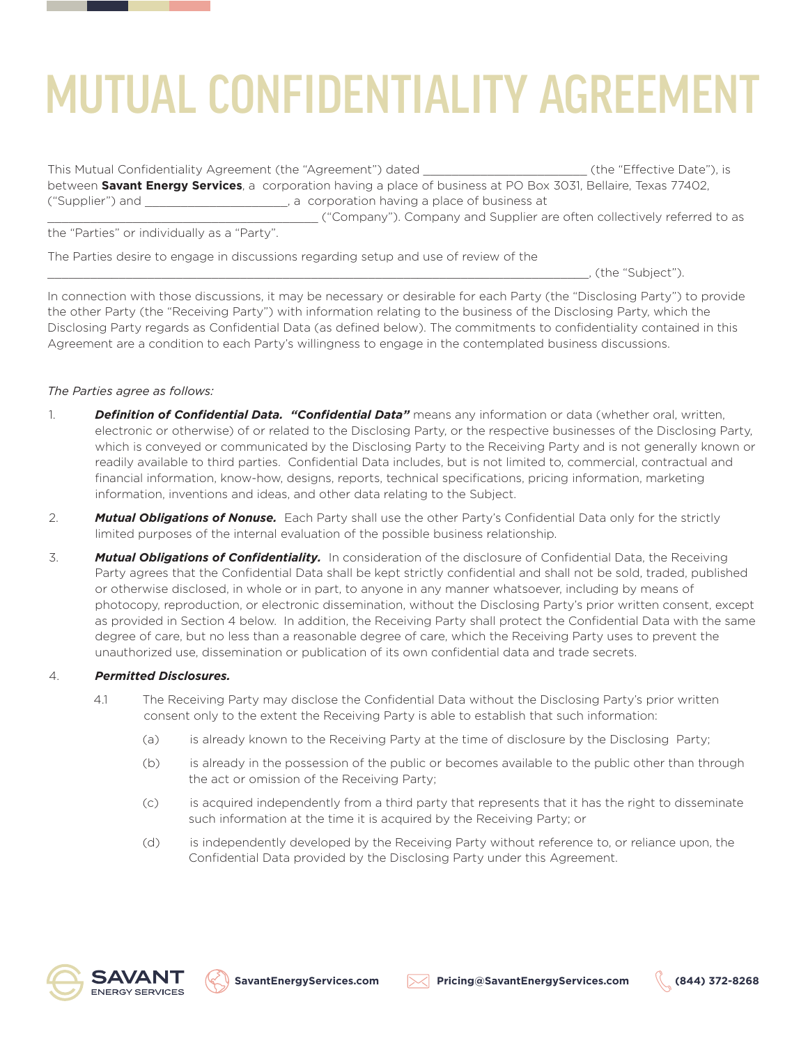# MUTUAL CONFIDENTIALITY AGREEMENT

This Mutual Confidentiality Agreement (the "Agreement") dated ________________________ (the "Effective Date"), is between **Savant Energy Services**, a corporation having a place of business at PO Box 3031, Bellaire, Texas 77402, ("Supplier") and ______________________, a corporation having a place of business at ___________________________________________ ("Company"). Company and Supplier are often collectively referred to as the "Parties" or individually as a "Party".

The Parties desire to engage in discussions regarding setup and use of review of the ________________________________________________________________________________, (the "Subject").

In connection with those discussions, it may be necessary or desirable for each Party (the "Disclosing Party") to provide the other Party (the "Receiving Party") with information relating to the business of the Disclosing Party, which the Disclosing Party regards as Confidential Data (as defined below). The commitments to confidentiality contained in this Agreement are a condition to each Party's willingness to engage in the contemplated business discussions.

*The Parties agree as follows:*

1. ***Definition of Confidential Data.*** ***"Confidential Data"*** means any information or data (whether oral, written, electronic or otherwise) of or related to the Disclosing Party, or the respective businesses of the Disclosing Party, which is conveyed or communicated by the Disclosing Party to the Receiving Party and is not generally known or readily available to third parties. Confidential Data includes, but is not limited to, commercial, contractual and financial information, know-how, designs, reports, technical specifications, pricing information, marketing information, inventions and ideas, and other data relating to the Subject.

2. ***Mutual Obligations of Nonuse.*** Each Party shall use the other Party's Confidential Data only for the strictly limited purposes of the internal evaluation of the possible business relationship.

3. ***Mutual Obligations of Confidentiality.*** In consideration of the disclosure of Confidential Data, the Receiving Party agrees that the Confidential Data shall be kept strictly confidential and shall not be sold, traded, published or otherwise disclosed, in whole or in part, to anyone in any manner whatsoever, including by means of photocopy, reproduction, or electronic dissemination, without the Disclosing Party's prior written consent, except as provided in Section 4 below. In addition, the Receiving Party shall protect the Confidential Data with the same degree of care, but no less than a reasonable degree of care, which the Receiving Party uses to prevent the unauthorized use, dissemination or publication of its own confidential data and trade secrets.

4. ***Permitted Disclosures.***

   4.1 The Receiving Party may disclose the Confidential Data without the Disclosing Party's prior written consent only to the extent the Receiving Party is able to establish that such information:

   (a) is already known to the Receiving Party at the time of disclosure by the Disclosing Party;

   (b) is already in the possession of the public or becomes available to the public other than through the act or omission of the Receiving Party;

   (c) is acquired independently from a third party that represents that it has the right to disseminate such information at the time it is acquired by the Receiving Party; or

   (d) is independently developed by the Receiving Party without reference to, or reliance upon, the Confidential Data provided by the Disclosing Party under this Agreement.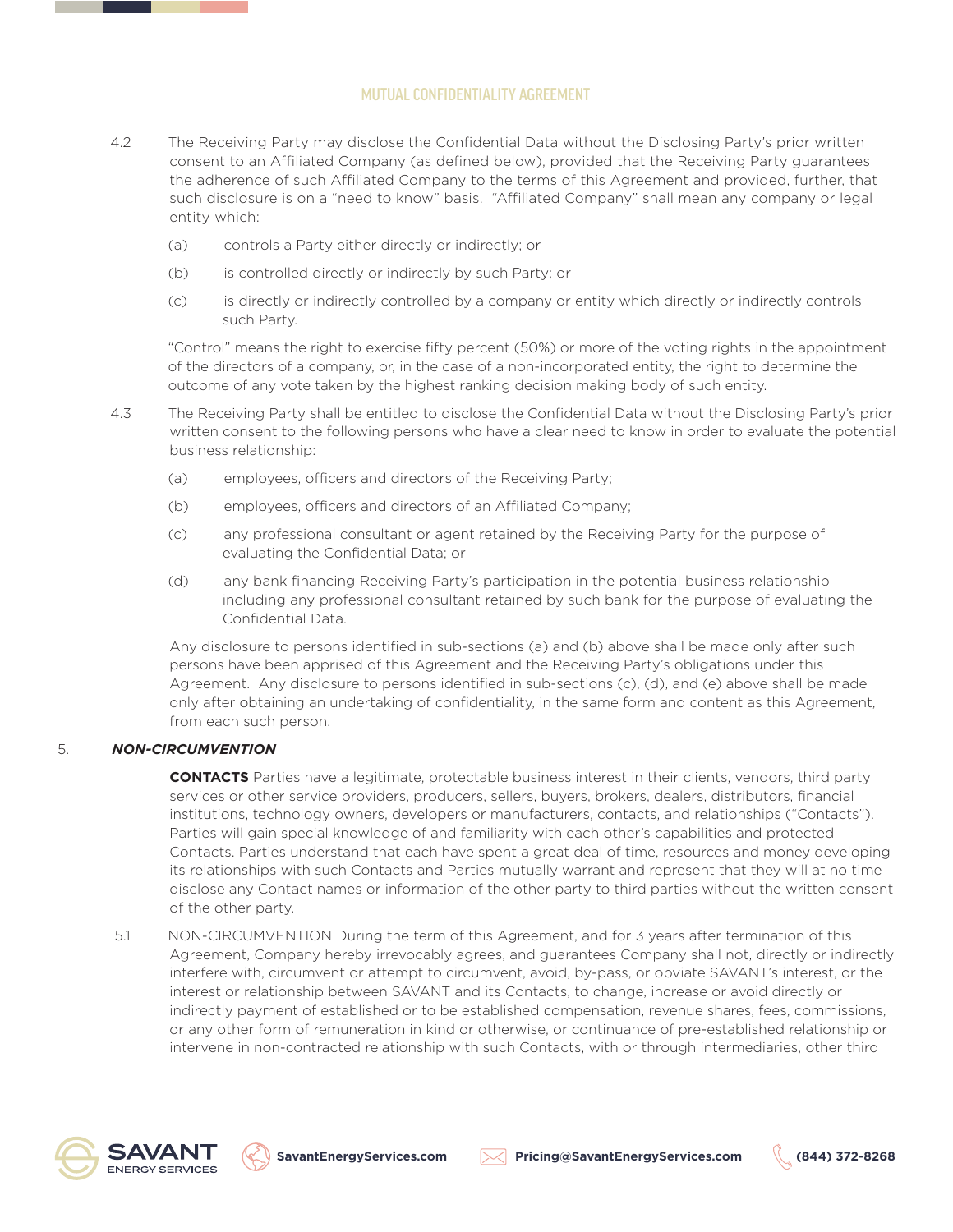4.2 The Receiving Party may disclose the Confidential Data without the Disclosing Party's prior written consent to an Affiliated Company (as defined below), provided that the Receiving Party guarantees the adherence of such Affiliated Company to the terms of this Agreement and provided, further, that such disclosure is on a "need to know" basis. "Affiliated Company" shall mean any company or legal entity which:

(a) controls a Party either directly or indirectly; or

(b) is controlled directly or indirectly by such Party; or

(c) is directly or indirectly controlled by a company or entity which directly or indirectly controls such Party.

"Control" means the right to exercise fifty percent (50%) or more of the voting rights in the appointment of the directors of a company, or, in the case of a non-incorporated entity, the right to determine the outcome of any vote taken by the highest ranking decision making body of such entity.

4.3 The Receiving Party shall be entitled to disclose the Confidential Data without the Disclosing Party's prior written consent to the following persons who have a clear need to know in order to evaluate the potential business relationship:

(a) employees, officers and directors of the Receiving Party;

(b) employees, officers and directors of an Affiliated Company;

(c) any professional consultant or agent retained by the Receiving Party for the purpose of evaluating the Confidential Data; or

(d) any bank financing Receiving Party's participation in the potential business relationship including any professional consultant retained by such bank for the purpose of evaluating the Confidential Data.

Any disclosure to persons identified in sub-sections (a) and (b) above shall be made only after such persons have been apprised of this Agreement and the Receiving Party's obligations under this Agreement. Any disclosure to persons identified in sub-sections (c), (d), and (e) above shall be made only after obtaining an undertaking of confidentiality, in the same form and content as this Agreement, from each such person.

5. ***NON-CIRCUMVENTION***

**CONTACTS** Parties have a legitimate, protectable business interest in their clients, vendors, third party services or other service providers, producers, sellers, buyers, brokers, dealers, distributors, financial institutions, technology owners, developers or manufacturers, contacts, and relationships ("Contacts"). Parties will gain special knowledge of and familiarity with each other's capabilities and protected Contacts. Parties understand that each have spent a great deal of time, resources and money developing its relationships with such Contacts and Parties mutually warrant and represent that they will at no time disclose any Contact names or information of the other party to third parties without the written consent of the other party.

5.1 NON-CIRCUMVENTION During the term of this Agreement, and for 3 years after termination of this Agreement, Company hereby irrevocably agrees, and guarantees Company shall not, directly or indirectly interfere with, circumvent or attempt to circumvent, avoid, by-pass, or obviate SAVANT's interest, or the interest or relationship between SAVANT and its Contacts, to change, increase or avoid directly or indirectly payment of established or to be established compensation, revenue shares, fees, commissions, or any other form of remuneration in kind or otherwise, or continuance of pre-established relationship or intervene in non-contracted relationship with such Contacts, with or through intermediaries, other third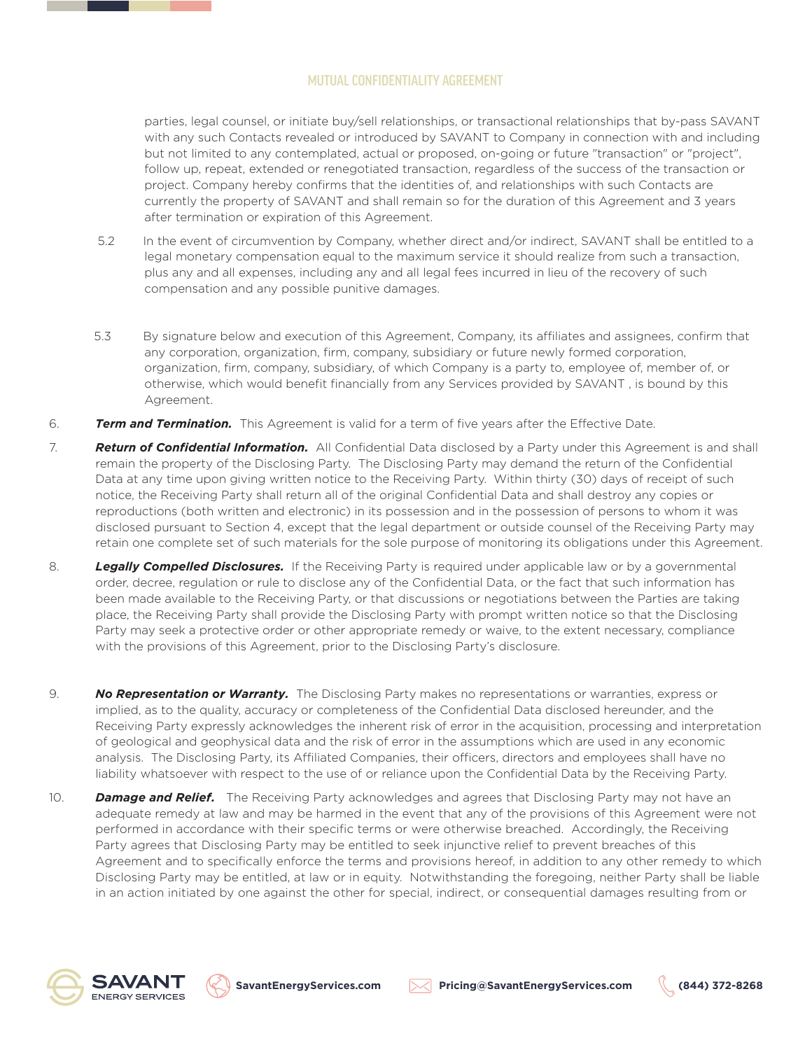parties, legal counsel, or initiate buy/sell relationships, or transactional relationships that by-pass SAVANT with any such Contacts revealed or introduced by SAVANT to Company in connection with and including but not limited to any contemplated, actual or proposed, on-going or future "transaction" or "project", follow up, repeat, extended or renegotiated transaction, regardless of the success of the transaction or project. Company hereby confirms that the identities of, and relationships with such Contacts are currently the property of SAVANT and shall remain so for the duration of this Agreement and 3 years after termination or expiration of this Agreement.

5.2 In the event of circumvention by Company, whether direct and/or indirect, SAVANT shall be entitled to a legal monetary compensation equal to the maximum service it should realize from such a transaction, plus any and all expenses, including any and all legal fees incurred in lieu of the recovery of such compensation and any possible punitive damages.

5.3 By signature below and execution of this Agreement, Company, its affiliates and assignees, confirm that any corporation, organization, firm, company, subsidiary or future newly formed corporation, organization, firm, company, subsidiary, of which Company is a party to, employee of, member of, or otherwise, which would benefit financially from any Services provided by SAVANT , is bound by this Agreement.

6. ***Term and Termination.*** This Agreement is valid for a term of five years after the Effective Date.

7. ***Return of Confidential Information.*** All Confidential Data disclosed by a Party under this Agreement is and shall remain the property of the Disclosing Party. The Disclosing Party may demand the return of the Confidential Data at any time upon giving written notice to the Receiving Party. Within thirty (30) days of receipt of such notice, the Receiving Party shall return all of the original Confidential Data and shall destroy any copies or reproductions (both written and electronic) in its possession and in the possession of persons to whom it was disclosed pursuant to Section 4, except that the legal department or outside counsel of the Receiving Party may retain one complete set of such materials for the sole purpose of monitoring its obligations under this Agreement.

8. ***Legally Compelled Disclosures.*** If the Receiving Party is required under applicable law or by a governmental order, decree, regulation or rule to disclose any of the Confidential Data, or the fact that such information has been made available to the Receiving Party, or that discussions or negotiations between the Parties are taking place, the Receiving Party shall provide the Disclosing Party with prompt written notice so that the Disclosing Party may seek a protective order or other appropriate remedy or waive, to the extent necessary, compliance with the provisions of this Agreement, prior to the Disclosing Party's disclosure.

9. ***No Representation or Warranty.*** The Disclosing Party makes no representations or warranties, express or implied, as to the quality, accuracy or completeness of the Confidential Data disclosed hereunder, and the Receiving Party expressly acknowledges the inherent risk of error in the acquisition, processing and interpretation of geological and geophysical data and the risk of error in the assumptions which are used in any economic analysis. The Disclosing Party, its Affiliated Companies, their officers, directors and employees shall have no liability whatsoever with respect to the use of or reliance upon the Confidential Data by the Receiving Party.

10. ***Damage and Relief.*** The Receiving Party acknowledges and agrees that Disclosing Party may not have an adequate remedy at law and may be harmed in the event that any of the provisions of this Agreement were not performed in accordance with their specific terms or were otherwise breached. Accordingly, the Receiving Party agrees that Disclosing Party may be entitled to seek injunctive relief to prevent breaches of this Agreement and to specifically enforce the terms and provisions hereof, in addition to any other remedy to which Disclosing Party may be entitled, at law or in equity. Notwithstanding the foregoing, neither Party shall be liable in an action initiated by one against the other for special, indirect, or consequential damages resulting from or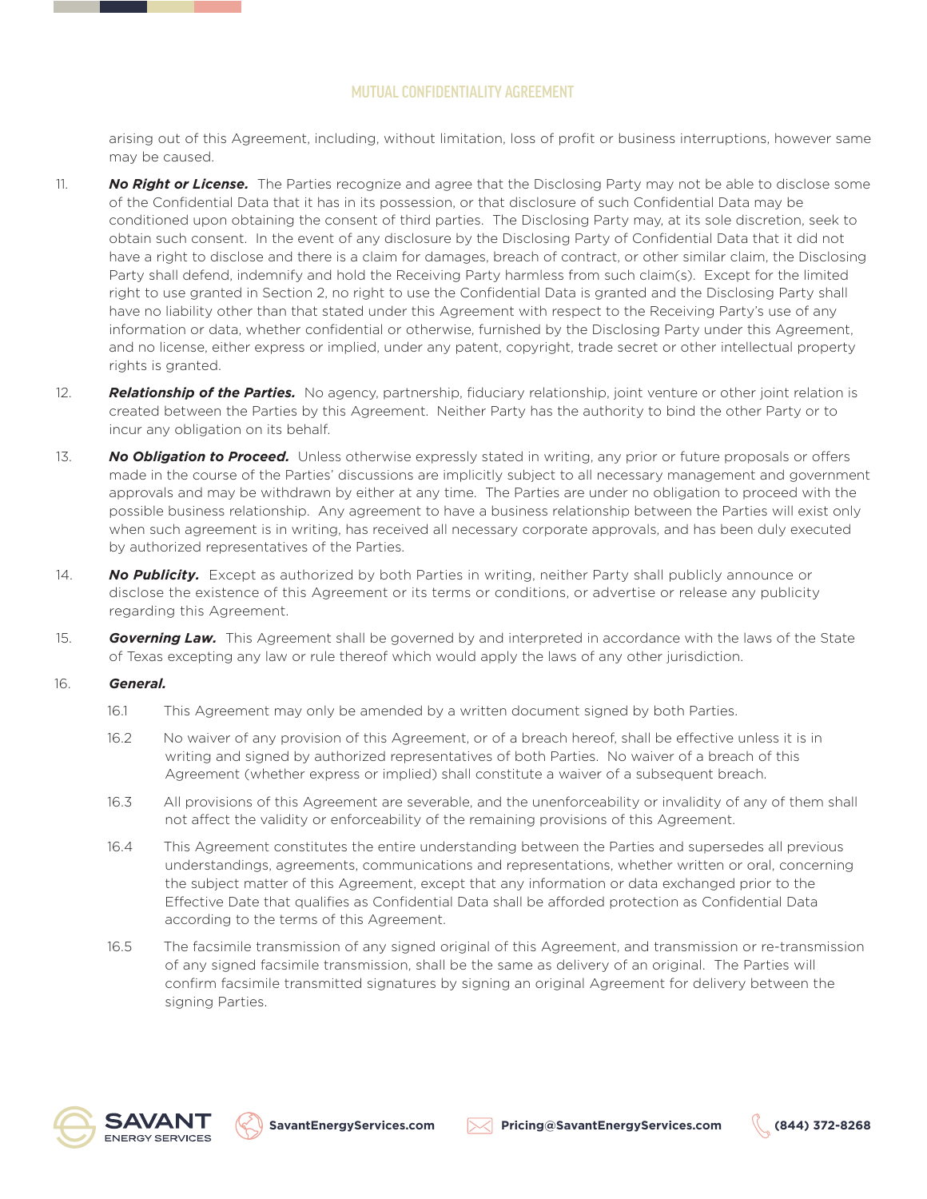arising out of this Agreement, including, without limitation, loss of profit or business interruptions, however same may be caused.

11. ***No Right or License.*** The Parties recognize and agree that the Disclosing Party may not be able to disclose some of the Confidential Data that it has in its possession, or that disclosure of such Confidential Data may be conditioned upon obtaining the consent of third parties. The Disclosing Party may, at its sole discretion, seek to obtain such consent. In the event of any disclosure by the Disclosing Party of Confidential Data that it did not have a right to disclose and there is a claim for damages, breach of contract, or other similar claim, the Disclosing Party shall defend, indemnify and hold the Receiving Party harmless from such claim(s). Except for the limited right to use granted in Section 2, no right to use the Confidential Data is granted and the Disclosing Party shall have no liability other than that stated under this Agreement with respect to the Receiving Party's use of any information or data, whether confidential or otherwise, furnished by the Disclosing Party under this Agreement, and no license, either express or implied, under any patent, copyright, trade secret or other intellectual property rights is granted.

12. ***Relationship of the Parties.*** No agency, partnership, fiduciary relationship, joint venture or other joint relation is created between the Parties by this Agreement. Neither Party has the authority to bind the other Party or to incur any obligation on its behalf.

13. ***No Obligation to Proceed.*** Unless otherwise expressly stated in writing, any prior or future proposals or offers made in the course of the Parties' discussions are implicitly subject to all necessary management and government approvals and may be withdrawn by either at any time. The Parties are under no obligation to proceed with the possible business relationship. Any agreement to have a business relationship between the Parties will exist only when such agreement is in writing, has received all necessary corporate approvals, and has been duly executed by authorized representatives of the Parties.

14. ***No Publicity.*** Except as authorized by both Parties in writing, neither Party shall publicly announce or disclose the existence of this Agreement or its terms or conditions, or advertise or release any publicity regarding this Agreement.

15. ***Governing Law.*** This Agreement shall be governed by and interpreted in accordance with the laws of the State of Texas excepting any law or rule thereof which would apply the laws of any other jurisdiction.

16. ***General.***

    16.1 This Agreement may only be amended by a written document signed by both Parties.

    16.2 No waiver of any provision of this Agreement, or of a breach hereof, shall be effective unless it is in writing and signed by authorized representatives of both Parties. No waiver of a breach of this Agreement (whether express or implied) shall constitute a waiver of a subsequent breach.

    16.3 All provisions of this Agreement are severable, and the unenforceability or invalidity of any of them shall not affect the validity or enforceability of the remaining provisions of this Agreement.

    16.4 This Agreement constitutes the entire understanding between the Parties and supersedes all previous understandings, agreements, communications and representations, whether written or oral, concerning the subject matter of this Agreement, except that any information or data exchanged prior to the Effective Date that qualifies as Confidential Data shall be afforded protection as Confidential Data according to the terms of this Agreement.

    16.5 The facsimile transmission of any signed original of this Agreement, and transmission or re-transmission of any signed facsimile transmission, shall be the same as delivery of an original. The Parties will confirm facsimile transmitted signatures by signing an original Agreement for delivery between the signing Parties.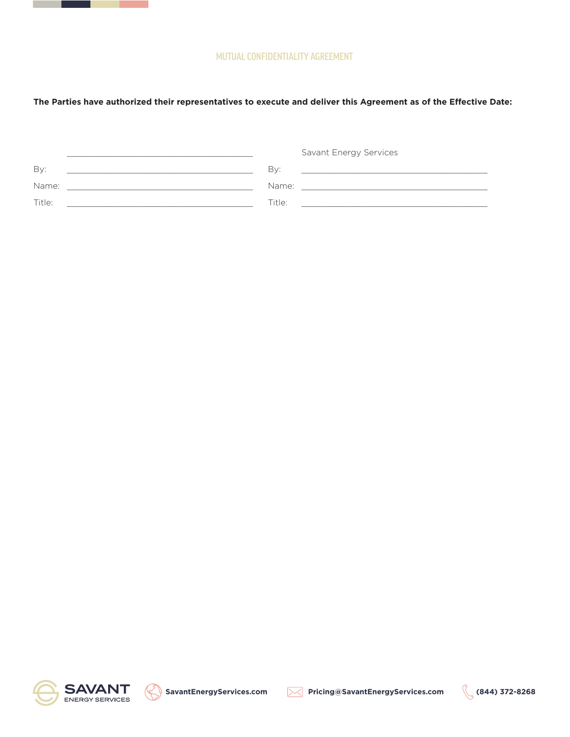The Parties have authorized their representatives to execute and deliver this Agreement as of the Effective Date:

| | | | |
|---|---|---|---|
| | ______________________________ | | Savant Energy Services |
| By: | ______________________________ | By: | ______________________________ |
| Name: | ______________________________ | Name: | ______________________________ |
| Title: | ______________________________ | Title: | ______________________________ |